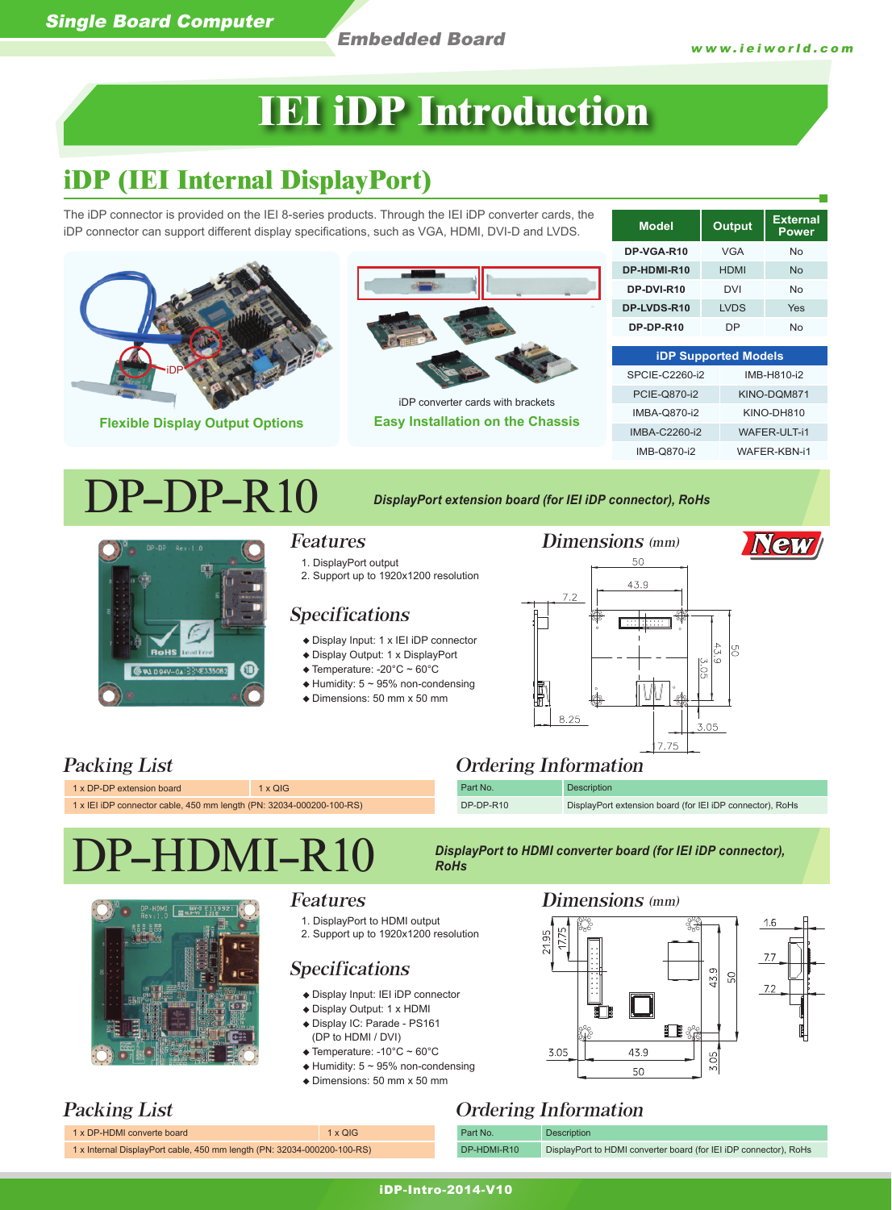# IEI iDP Introduction

## iDP (IEI Internal DisplayPort)

The iDP connector is provided on the IEI 8-series products. Through the IEI iDP converter cards, the iDP connector can support different display specifications, such as VGA, HDMI, DVI-D and LVDS.

**Flexible Display Output Options**

iDP converter cards with brackets

**Easy Installation on the Chassis**

| Model | Output | External Power |
|---|---|---|
| DP-VGA-R10 | VGA | No |
| DP-HDMI-R10 | HDMI | No |
| DP-DVI-R10 | DVI | No |
| DP-LVDS-R10 | LVDS | Yes |
| DP-DP-R10 | DP | No |

| iDP Supported Models | |
|---|---|
| SPCIE-C2260-i2 | IMB-H810-i2 |
| PCIE-Q870-i2 | KINO-DQM871 |
| IMBA-Q870-i2 | KINO-DH810 |
| IMBA-C2260-i2 | WAFER-ULT-i1 |
| IMB-Q870-i2 | WAFER-KBN-i1 |

# DP-DP-R10

***DisplayPort extension board (for IEI iDP connector), RoHS***

### Features

1. DisplayPort output
2. Support up to 1920x1200 resolution

### Specifications

- Display Input: 1 x IEI iDP connector
- Display Output: 1 x DisplayPort
- Temperature: -20°C ~ 60°C
- Humidity: 5 ~ 95% non-condensing
- Dimensions: 50 mm x 50 mm

### Dimensions (mm)

### Packing List

| | |
|---|---|
| 1 x DP-DP extension board | 1 x QIG |
| 1 x IEI iDP connector cable, 450 mm length (PN: 32034-000200-100-RS) | |

### Ordering Information

| Part No. | Description |
|---|---|
| DP-DP-R10 | DisplayPort extension board (for IEI iDP connector), RoHs |

# DP-HDMI-R10

***DisplayPort to HDMI converter board (for IEI iDP connector), RoHs***

### Features

1. DisplayPort to HDMI output
2. Support up to 1920x1200 resolution

### Specifications

- Display Input: IEI iDP connector
- Display Output: 1 x HDMI
- Display IC: Parade - PS161 (DP to HDMI / DVI)
- Temperature: -10°C ~ 60°C
- Humidity: 5 ~ 95% non-condensing
- Dimensions: 50 mm x 50 mm

### Dimensions (mm)

### Packing List

| | |
|---|---|
| 1 x DP-HDMI converte board | 1 x QIG |
| 1 x Internal DisplayPort cable, 450 mm length (PN: 32034-000200-100-RS) | |

### Ordering Information

| Part No. | Description |
|---|---|
| DP-HDMI-R10 | DisplayPort to HDMI converter board (for IEI iDP connector), RoHs |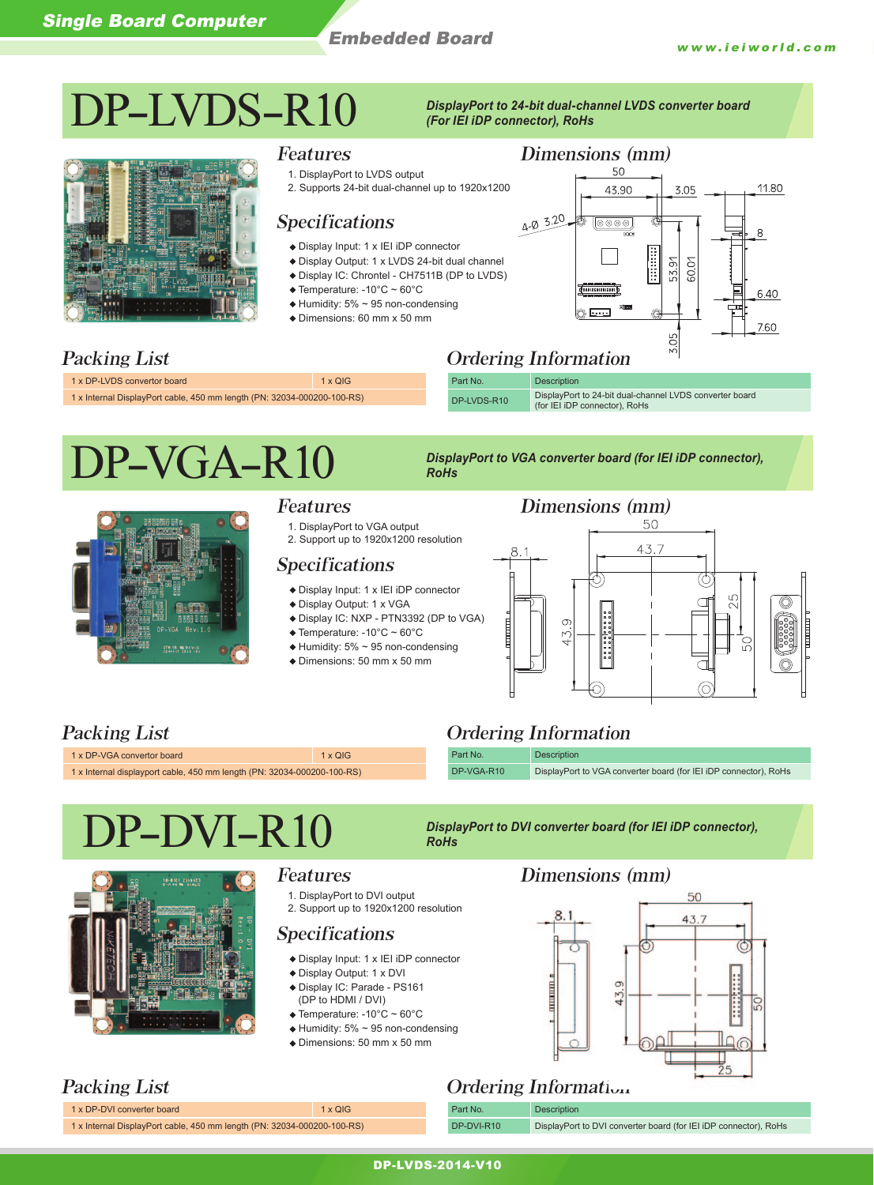# DP-LVDS-R10

***DisplayPort to 24-bit dual-channel LVDS converter board (For IEI iDP connector), RoHs***

## Features

1. DisplayPort to LVDS output
2. Supports 24-bit dual-channel up to 1920x1200

## Specifications

- Display Input: 1 x IEI iDP connector
- Display Output: 1 x LVDS 24-bit dual channel
- Display IC: Chrontel - CH7511B (DP to LVDS)
- Temperature: -10°C ~ 60°C
- Humidity: 5% ~ 95 non-condensing
- Dimensions: 60 mm x 50 mm

## Dimensions (mm)

50
43.90
3.05
11.80
4-Ø 3.20
8
53.91
60.01
6.40
7.60
3.05

## Packing List

| | |
|---|---|
| 1 x DP-LVDS convertor board | 1 x QIG |
| 1 x Internal DisplayPort cable, 450 mm length (PN: 32034-000200-100-RS) | |

## Ordering Information

| Part No. | Description |
|---|---|
| DP-LVDS-R10 | DisplayPort to 24-bit dual-channel LVDS converter board (for IEI iDP connector), RoHs |

# DP-VGA-R10

***DisplayPort to VGA converter board (for IEI iDP connector), RoHs***

## Features

1. DisplayPort to VGA output
2. Support up to 1920x1200 resolution

## Specifications

- Display Input: 1 x IEI iDP connector
- Display Output: 1 x VGA
- Display IC: NXP - PTN3392 (DP to VGA)
- Temperature: -10°C ~ 60°C
- Humidity: 5% ~ 95 non-condensing
- Dimensions: 50 mm x 50 mm

## Dimensions (mm)

50
8.1
43.7
43.9
25
50

## Packing List

| | |
|---|---|
| 1 x DP-VGA convertor board | 1 x QIG |
| 1 x Internal displayport cable, 450 mm length (PN: 32034-000200-100-RS) | |

## Ordering Information

| Part No. | Description |
|---|---|
| DP-VGA-R10 | DisplayPort to VGA converter board (for IEI iDP connector), RoHs |

# DP-DVI-R10

***DisplayPort to DVI converter board (for IEI iDP connector), RoHs***

## Features

1. DisplayPort to DVI output
2. Support up to 1920x1200 resolution

## Specifications

- Display Input: 1 x IEI iDP connector
- Display Output: 1 x DVI
- Display IC: Parade - PS161 (DP to HDMI / DVI)
- Temperature: -10°C ~ 60°C
- Humidity: 5% ~ 95 non-condensing
- Dimensions: 50 mm x 50 mm

## Dimensions (mm)

50
8.1
43.7
43.9
50
25

## Packing List

| | |
|---|---|
| 1 x DP-DVI converter board | 1 x QIG |
| 1 x Internal DisplayPort cable, 450 mm length (PN: 32034-000200-100-RS) | |

## Ordering Information

| Part No. | Description |
|---|---|
| DP-DVI-R10 | DisplayPort to DVI converter board (for IEI iDP connector), RoHs |